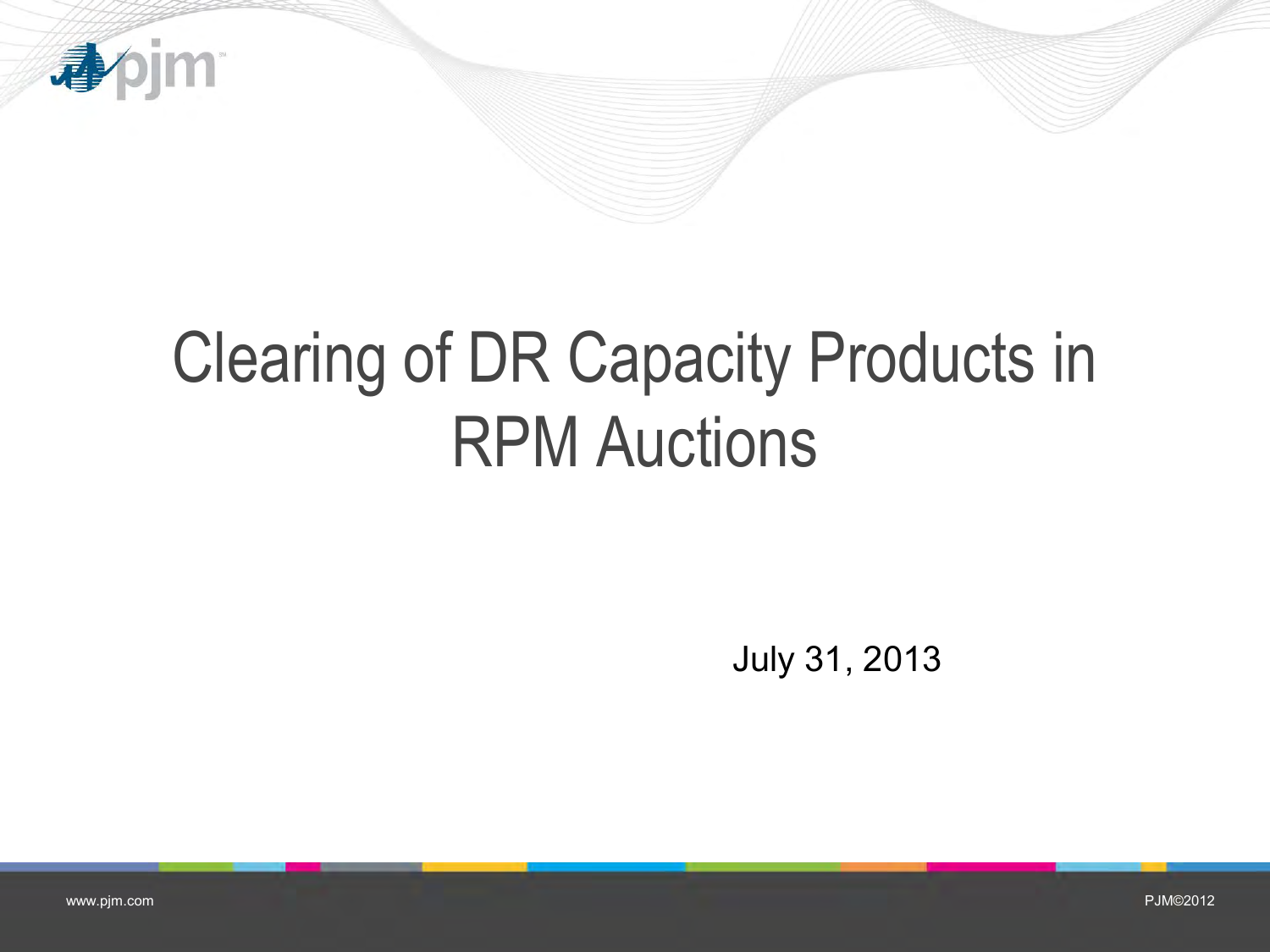# Clearing of DR Capacity Products in RPM Auctions

July 31, 2013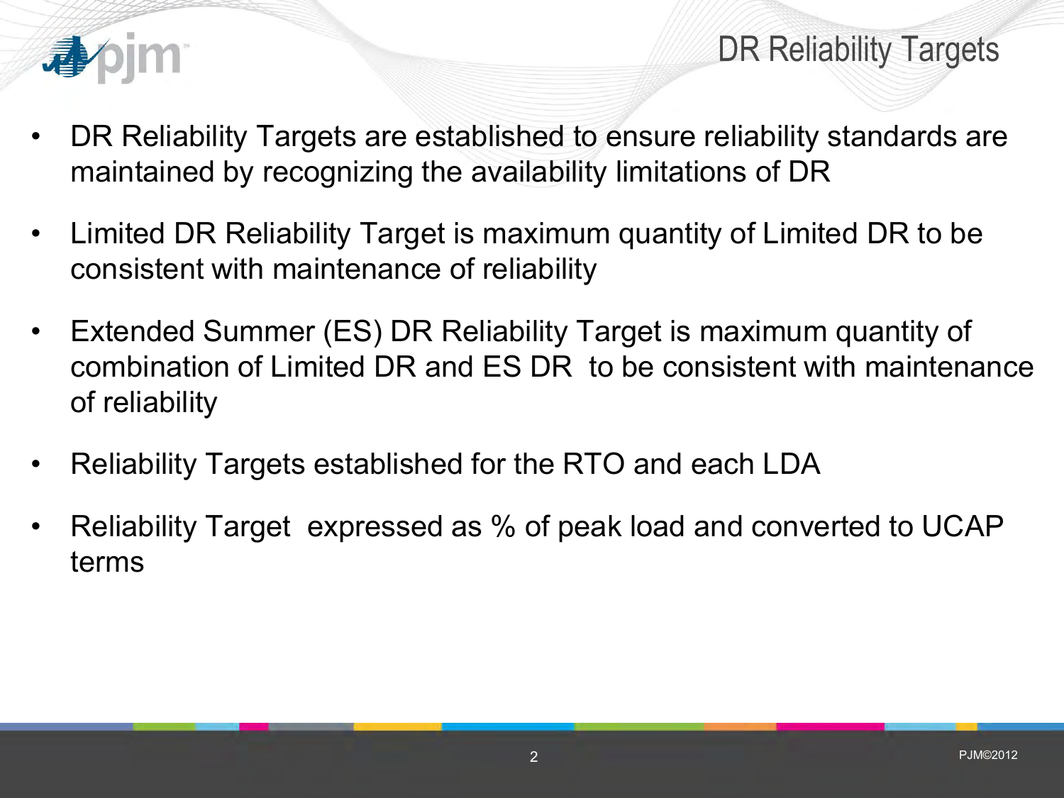# DR Reliability Targets

- DR Reliability Targets are established to ensure reliability standards are maintained by recognizing the availability limitations of DR
- Limited DR Reliability Target is maximum quantity of Limited DR to be consistent with maintenance of reliability
- Extended Summer (ES) DR Reliability Target is maximum quantity of combination of Limited DR and ES DR to be consistent with maintenance of reliability
- Reliability Targets established for the RTO and each LDA
- Reliability Target expressed as % of peak load and converted to UCAP terms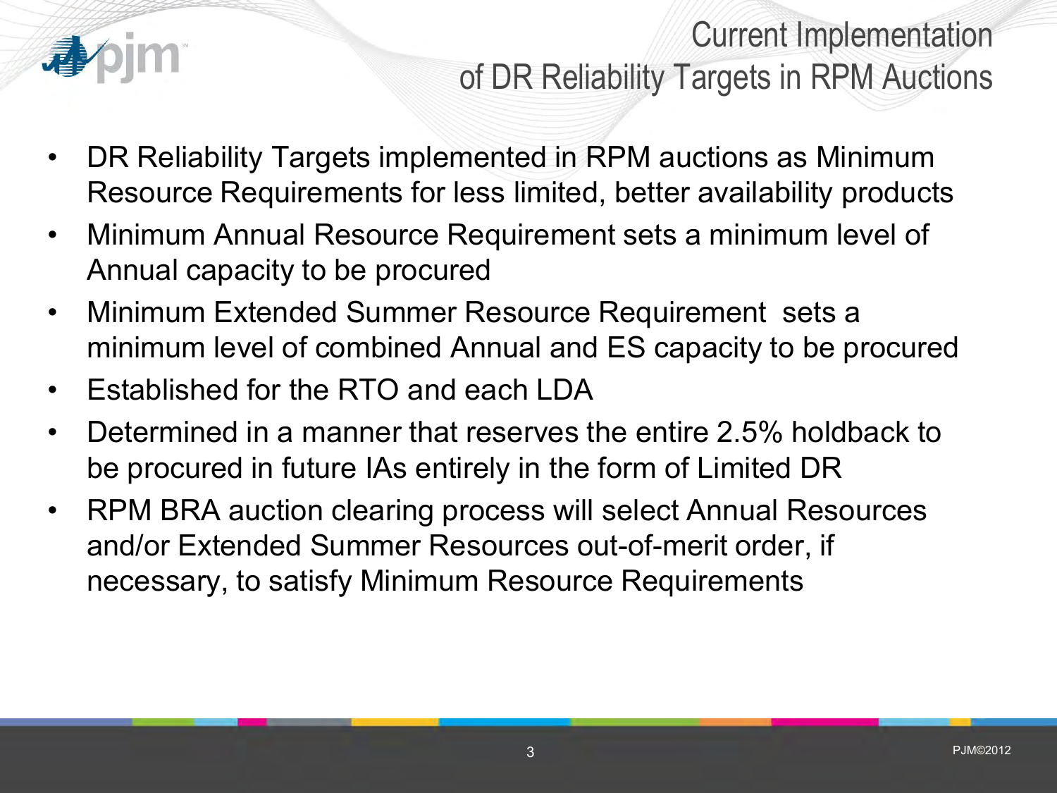# Current Implementation of DR Reliability Targets in RPM Auctions

- DR Reliability Targets implemented in RPM auctions as Minimum Resource Requirements for less limited, better availability products
- Minimum Annual Resource Requirement sets a minimum level of Annual capacity to be procured
- Minimum Extended Summer Resource Requirement sets a minimum level of combined Annual and ES capacity to be procured
- Established for the RTO and each LDA
- Determined in a manner that reserves the entire 2.5% holdback to be procured in future IAs entirely in the form of Limited DR
- RPM BRA auction clearing process will select Annual Resources and/or Extended Summer Resources out-of-merit order, if necessary, to satisfy Minimum Resource Requirements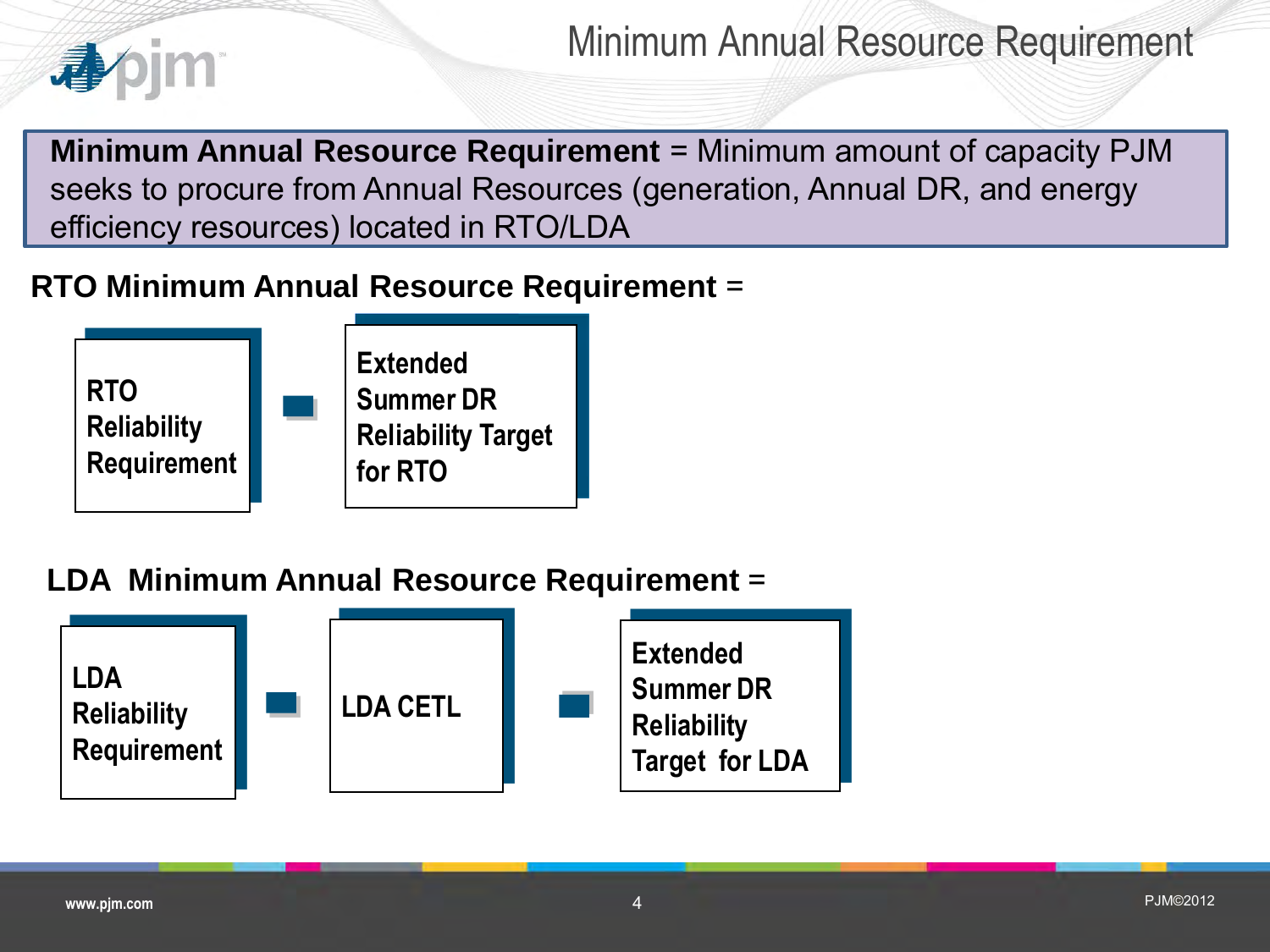# Minimum Annual Resource Requirement

**Minimum Annual Resource Requirement** = Minimum amount of capacity PJM seeks to procure from Annual Resources (generation, Annual DR, and energy efficiency resources) located in RTO/LDA

**RTO Minimum Annual Resource Requirement** =

**RTO Reliability Requirement** − **Extended Summer DR Reliability Target for RTO**

**LDA Minimum Annual Resource Requirement** =

**LDA Reliability Requirement** − **LDA CETL** − **Extended Summer DR Reliability Target for LDA**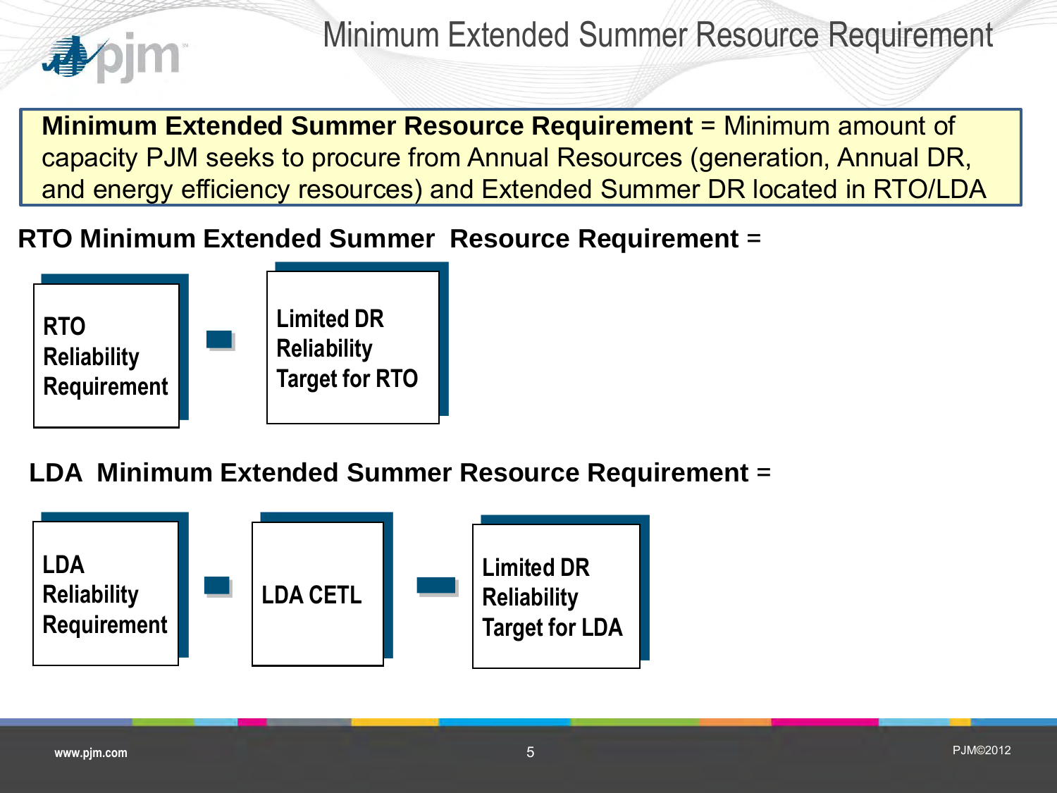# Minimum Extended Summer Resource Requirement

**Minimum Extended Summer Resource Requirement** = Minimum amount of capacity PJM seeks to procure from Annual Resources (generation, Annual DR, and energy efficiency resources) and Extended Summer DR located in RTO/LDA

**RTO Minimum Extended Summer Resource Requirement** =

RTO Reliability Requirement − Limited DR Reliability Target for RTO

**LDA Minimum Extended Summer Resource Requirement** =

LDA Reliability Requirement − LDA CETL − Limited DR Reliability Target for LDA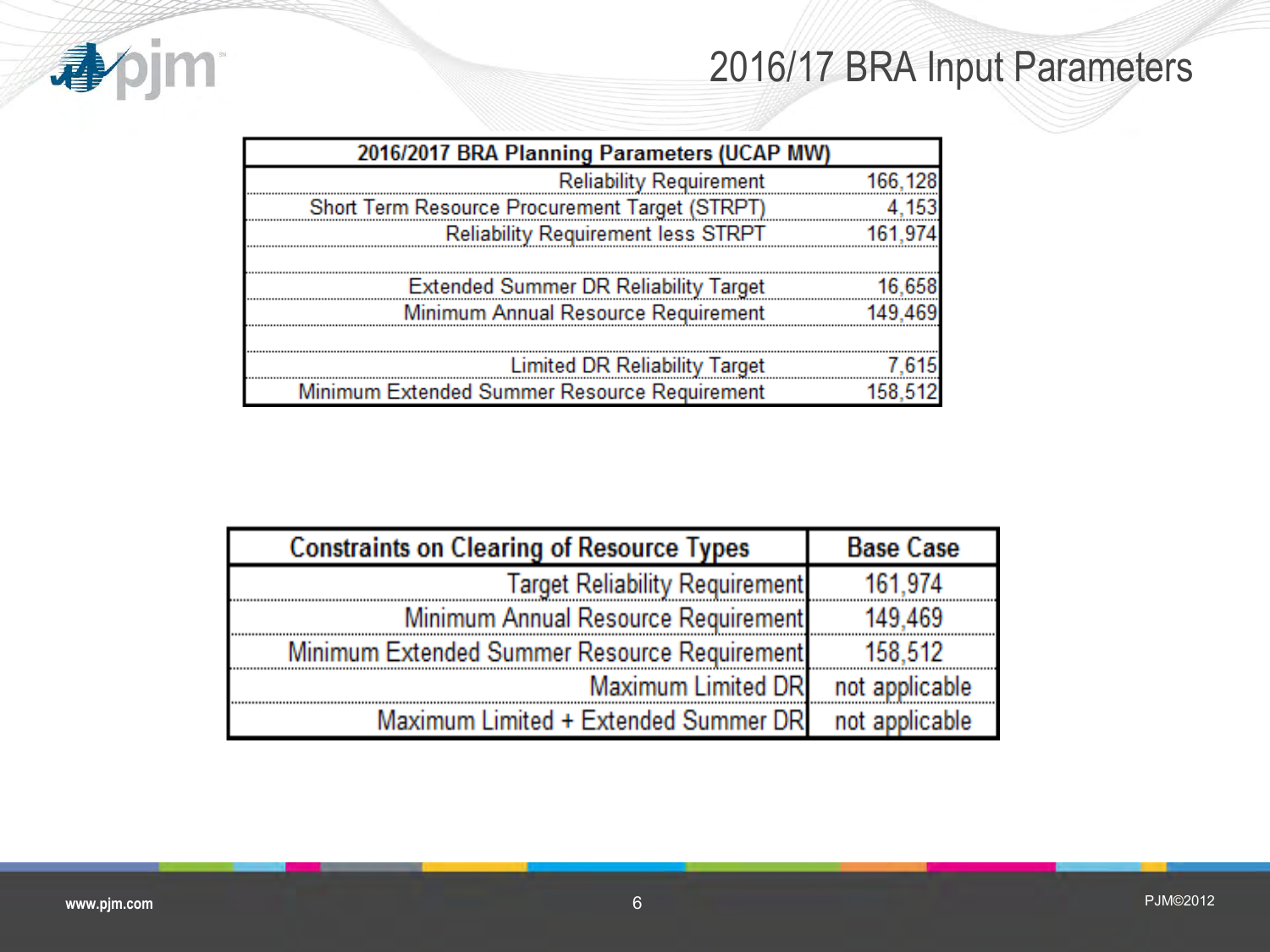# 2016/17 BRA Input Parameters

| 2016/2017 BRA Planning Parameters (UCAP MW) | |
|---|---|
| Reliability Requirement | 166,128 |
| Short Term Resource Procurement Target (STRPT) | 4,153 |
| Reliability Requirement less STRPT | 161,974 |
| | |
| Extended Summer DR Reliability Target | 16,658 |
| Minimum Annual Resource Requirement | 149,469 |
| | |
| Limited DR Reliability Target | 7,615 |
| Minimum Extended Summer Resource Requirement | 158,512 |

| Constraints on Clearing of Resource Types | Base Case |
|---|---|
| Target Reliability Requirement | 161,974 |
| Minimum Annual Resource Requirement | 149,469 |
| Minimum Extended Summer Resource Requirement | 158,512 |
| Maximum Limited DR | not applicable |
| Maximum Limited + Extended Summer DR | not applicable |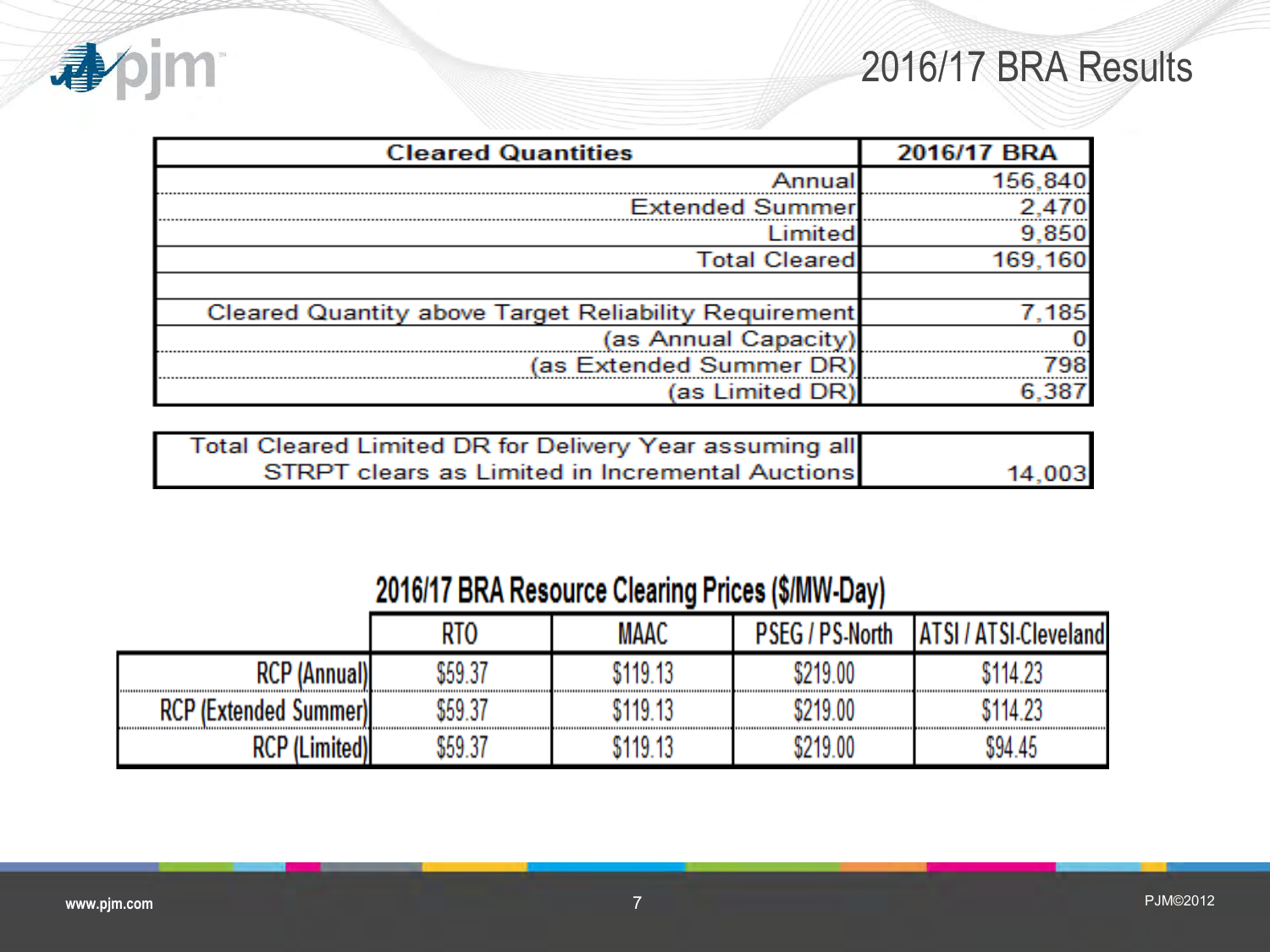# 2016/17 BRA Results

| Cleared Quantities | 2016/17 BRA |
|---:|---:|
| Annual | 156,840 |
| Extended Summer | 2,470 |
| Limited | 9,850 |
| Total Cleared | 169,160 |
| | |
| Cleared Quantity above Target Reliability Requirement | 7,185 |
| (as Annual Capacity) | 0 |
| (as Extended Summer DR) | 798 |
| (as Limited DR) | 6,387 |

| | |
|---:|---:|
| Total Cleared Limited DR for Delivery Year assuming all STRPT clears as Limited in Incremental Auctions | 14,003 |

## 2016/17 BRA Resource Clearing Prices ($/MW-Day)

| | RTO | MAAC | PSEG / PS-North | ATSI / ATSI-Cleveland |
|---:|---|---|---|---|
| RCP (Annual) | $59.37 | $119.13 | $219.00 | $114.23 |
| RCP (Extended Summer) | $59.37 | $119.13 | $219.00 | $114.23 |
| RCP (Limited) | $59.37 | $119.13 | $219.00 | $94.45 |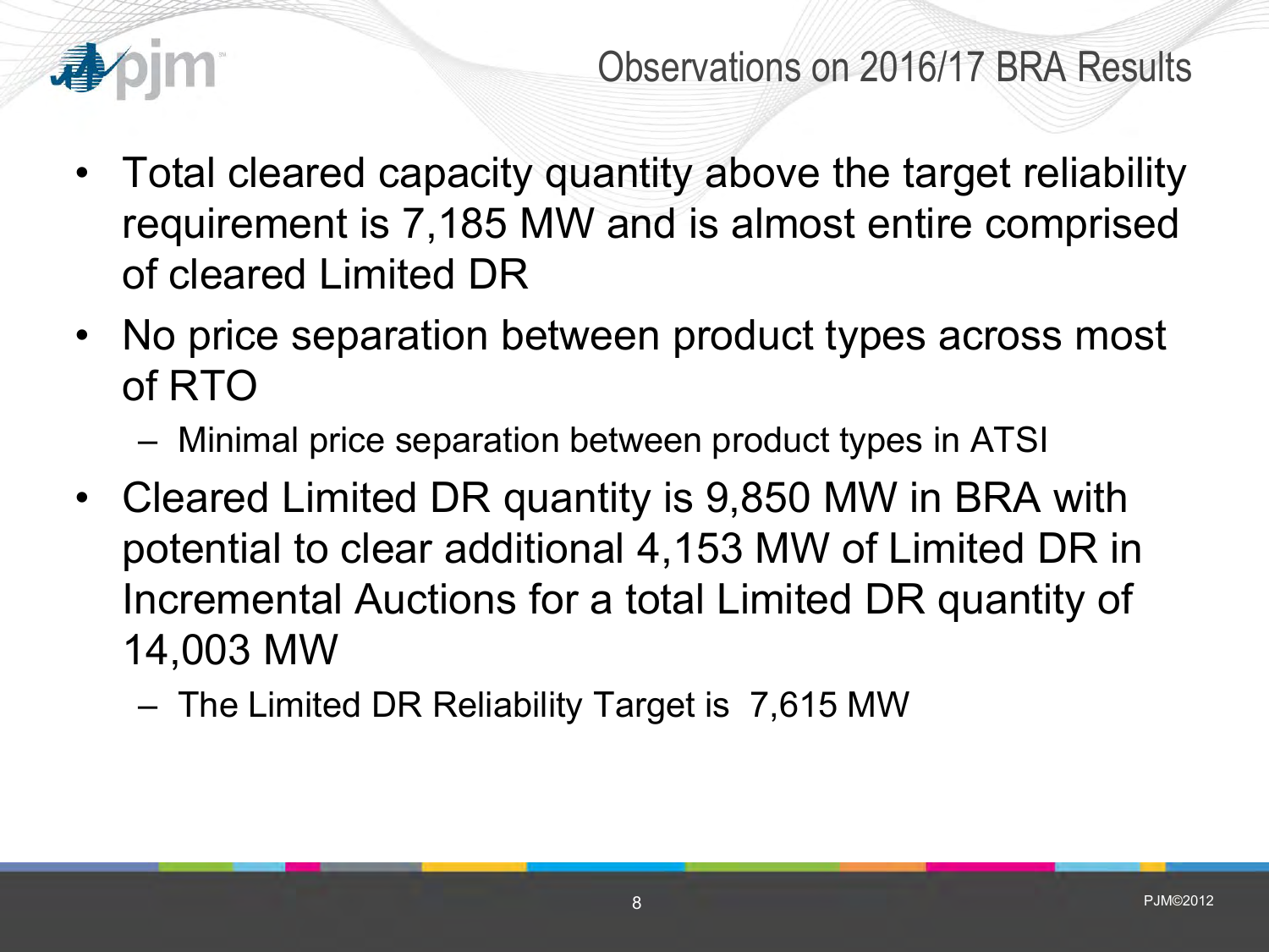# Observations on 2016/17 BRA Results

- Total cleared capacity quantity above the target reliability requirement is 7,185 MW and is almost entire comprised of cleared Limited DR
- No price separation between product types across most of RTO
  - Minimal price separation between product types in ATSI
- Cleared Limited DR quantity is 9,850 MW in BRA with potential to clear additional 4,153 MW of Limited DR in Incremental Auctions for a total Limited DR quantity of 14,003 MW
  - The Limited DR Reliability Target is 7,615 MW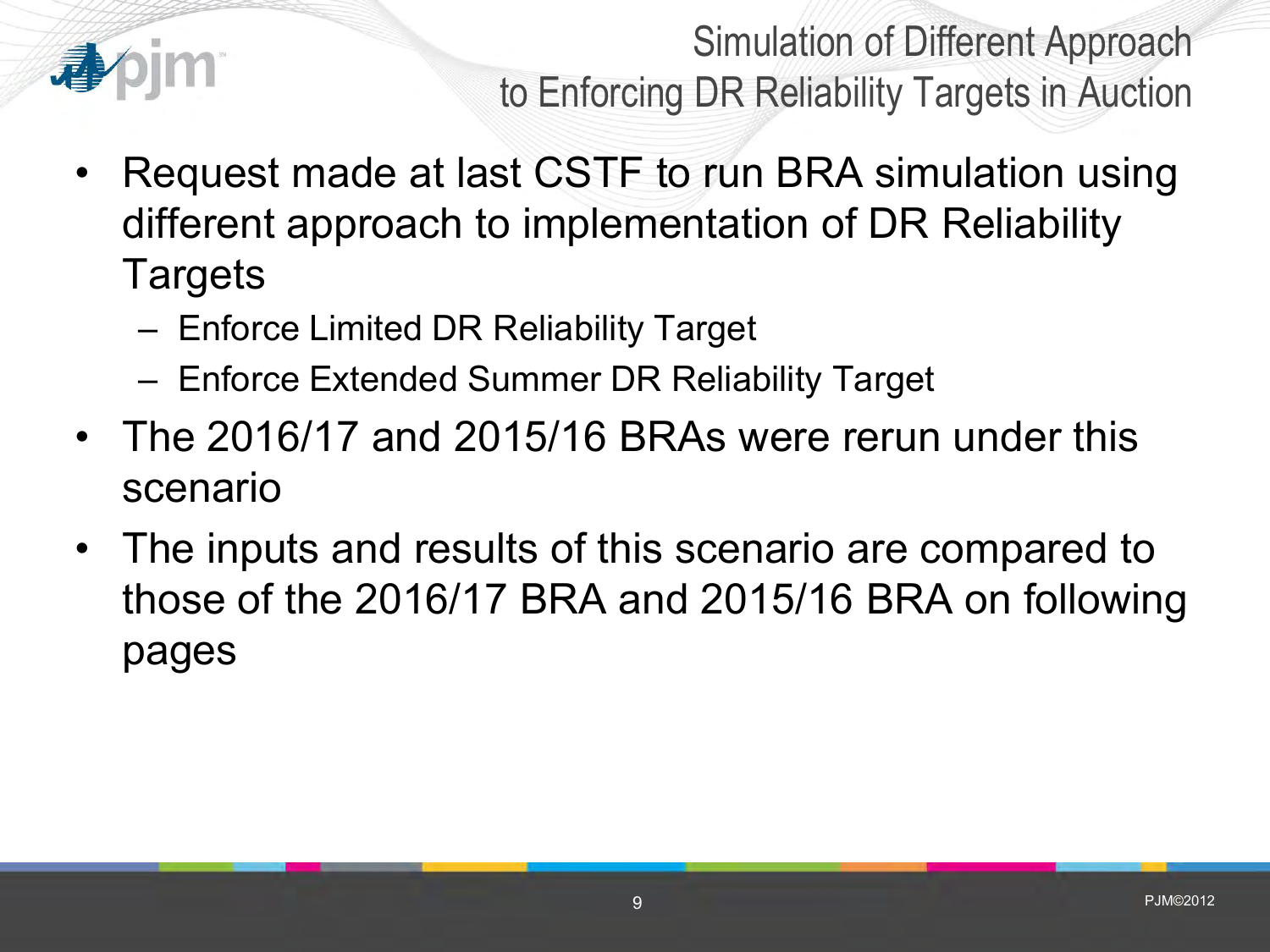# Simulation of Different Approach to Enforcing DR Reliability Targets in Auction

- Request made at last CSTF to run BRA simulation using different approach to implementation of DR Reliability Targets
  - Enforce Limited DR Reliability Target
  - Enforce Extended Summer DR Reliability Target
- The 2016/17 and 2015/16 BRAs were rerun under this scenario
- The inputs and results of this scenario are compared to those of the 2016/17 BRA and 2015/16 BRA on following pages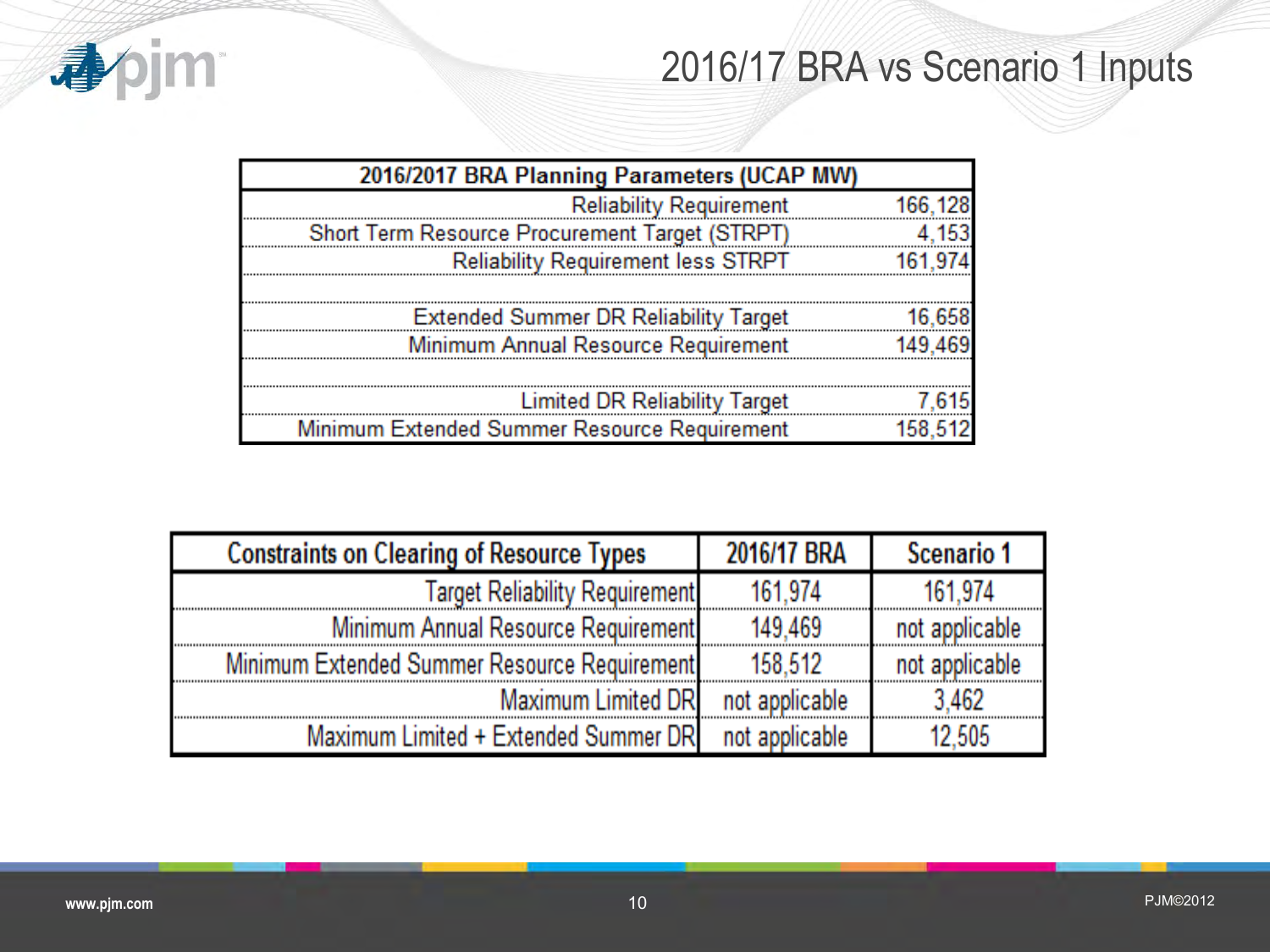# 2016/17 BRA vs Scenario 1 Inputs

| 2016/2017 BRA Planning Parameters (UCAP MW) | |
|---|---|
| Reliability Requirement | 166,128 |
| Short Term Resource Procurement Target (STRPT) | 4,153 |
| Reliability Requirement less STRPT | 161,974 |
| | |
| Extended Summer DR Reliability Target | 16,658 |
| Minimum Annual Resource Requirement | 149,469 |
| | |
| Limited DR Reliability Target | 7,615 |
| Minimum Extended Summer Resource Requirement | 158,512 |

| Constraints on Clearing of Resource Types | 2016/17 BRA | Scenario 1 |
|---|---|---|
| Target Reliability Requirement | 161,974 | 161,974 |
| Minimum Annual Resource Requirement | 149,469 | not applicable |
| Minimum Extended Summer Resource Requirement | 158,512 | not applicable |
| Maximum Limited DR | not applicable | 3,462 |
| Maximum Limited + Extended Summer DR | not applicable | 12,505 |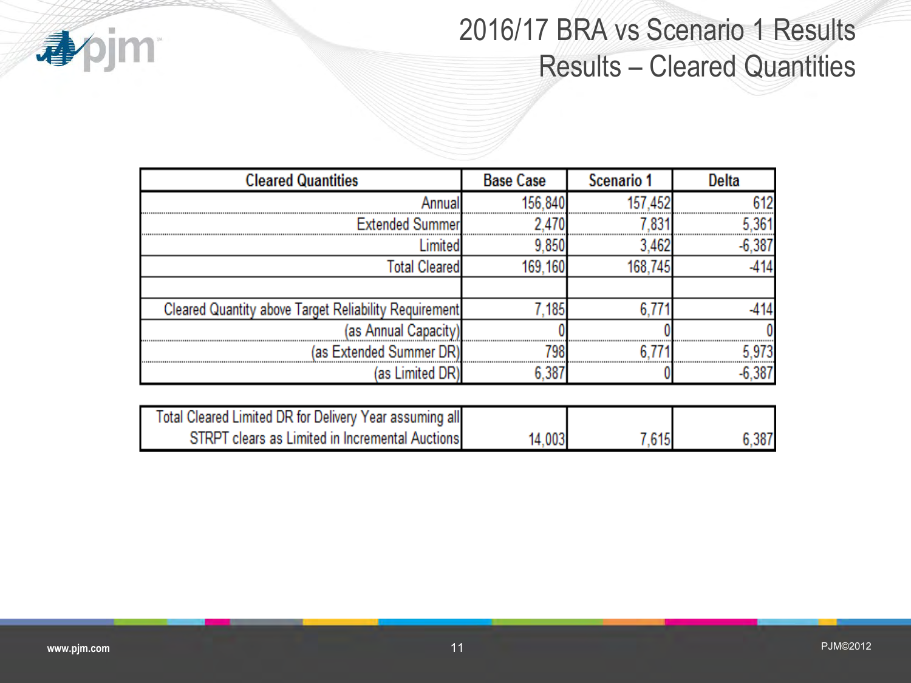# 2016/17 BRA vs Scenario 1 Results
## Results – Cleared Quantities

| Cleared Quantities | Base Case | Scenario 1 | Delta |
|---|---|---|---|
| Annual | 156,840 | 157,452 | 612 |
| Extended Summer | 2,470 | 7,831 | 5,361 |
| Limited | 9,850 | 3,462 | -6,387 |
| Total Cleared | 169,160 | 168,745 | -414 |
| | | | |
| Cleared Quantity above Target Reliability Requirement | 7,185 | 6,771 | -414 |
| (as Annual Capacity) | 0 | 0 | 0 |
| (as Extended Summer DR) | 798 | 6,771 | 5,973 |
| (as Limited DR) | 6,387 | 0 | -6,387 |
| | | | |
| Total Cleared Limited DR for Delivery Year assuming all STRPT clears as Limited in Incremental Auctions | 14,003 | 7,615 | 6,387 |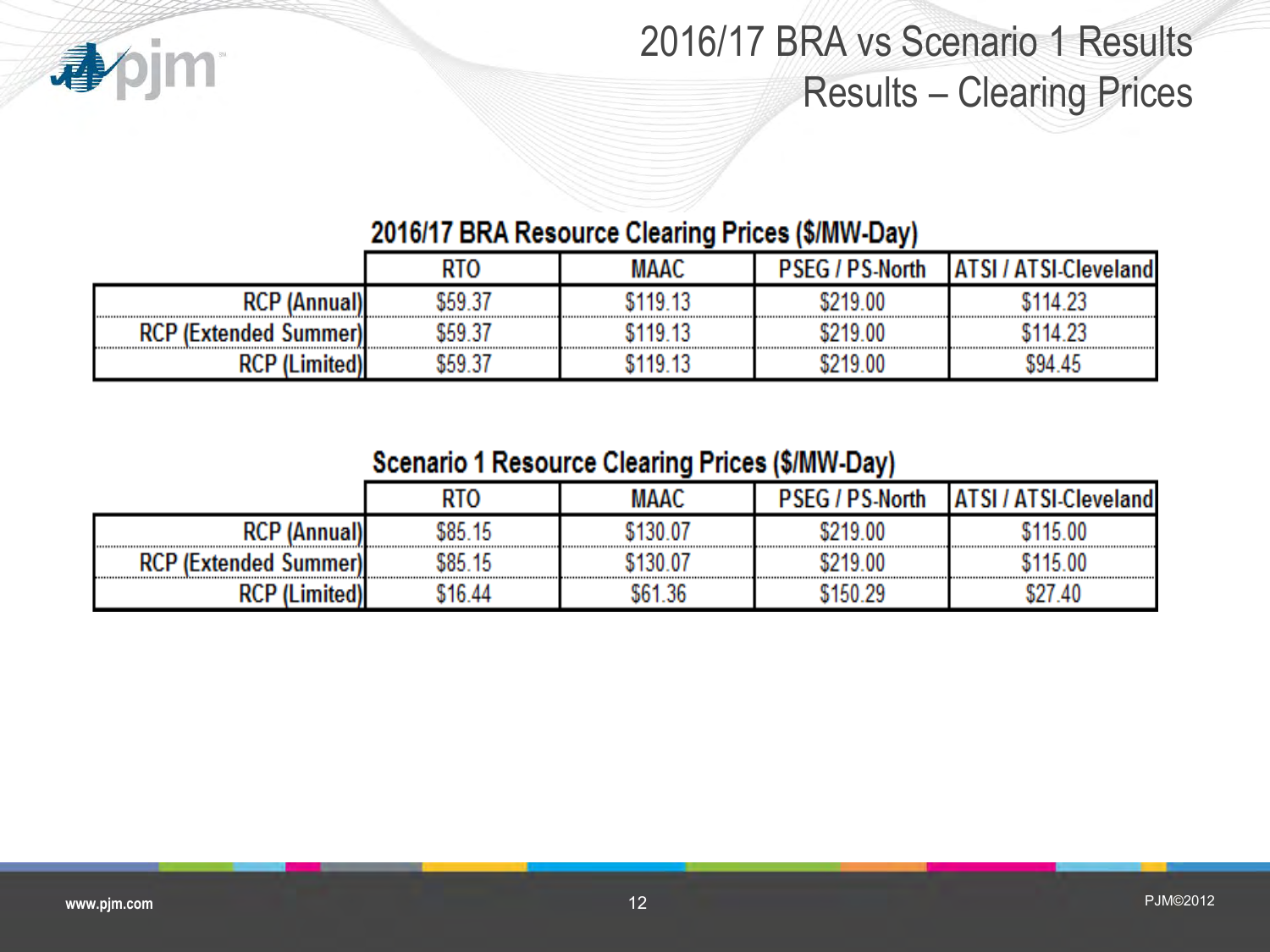# 2016/17 BRA vs Scenario 1 Results
## Results – Clearing Prices

**2016/17 BRA Resource Clearing Prices ($/MW-Day)**

| | RTO | MAAC | PSEG / PS-North | ATSI / ATSI-Cleveland |
|---|---|---|---|---|
| RCP (Annual) | $59.37 | $119.13 | $219.00 | $114.23 |
| RCP (Extended Summer) | $59.37 | $119.13 | $219.00 | $114.23 |
| RCP (Limited) | $59.37 | $119.13 | $219.00 | $94.45 |

**Scenario 1 Resource Clearing Prices ($/MW-Day)**

| | RTO | MAAC | PSEG / PS-North | ATSI / ATSI-Cleveland |
|---|---|---|---|---|
| RCP (Annual) | $85.15 | $130.07 | $219.00 | $115.00 |
| RCP (Extended Summer) | $85.15 | $130.07 | $219.00 | $115.00 |
| RCP (Limited) | $16.44 | $61.36 | $150.29 | $27.40 |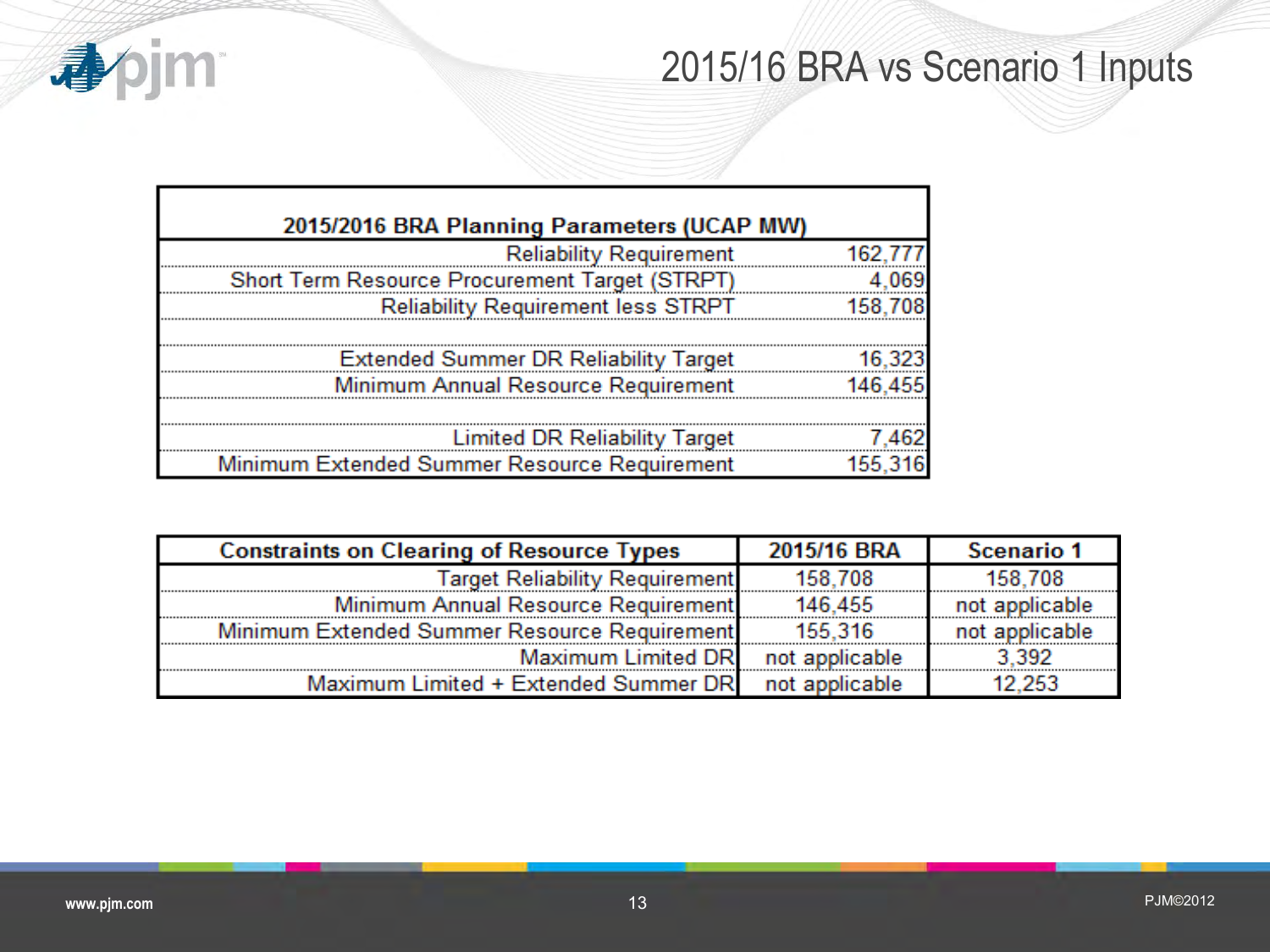# 2015/16 BRA vs Scenario 1 Inputs

| 2015/2016 BRA Planning Parameters (UCAP MW) | |
|---|---|
| Reliability Requirement | 162,777 |
| Short Term Resource Procurement Target (STRPT) | 4,069 |
| Reliability Requirement less STRPT | 158,708 |
| | |
| Extended Summer DR Reliability Target | 16,323 |
| Minimum Annual Resource Requirement | 146,455 |
| | |
| Limited DR Reliability Target | 7,462 |
| Minimum Extended Summer Resource Requirement | 155,316 |

| Constraints on Clearing of Resource Types | 2015/16 BRA | Scenario 1 |
|---|---|---|
| Target Reliability Requirement | 158,708 | 158,708 |
| Minimum Annual Resource Requirement | 146,455 | not applicable |
| Minimum Extended Summer Resource Requirement | 155,316 | not applicable |
| Maximum Limited DR | not applicable | 3,392 |
| Maximum Limited + Extended Summer DR | not applicable | 12,253 |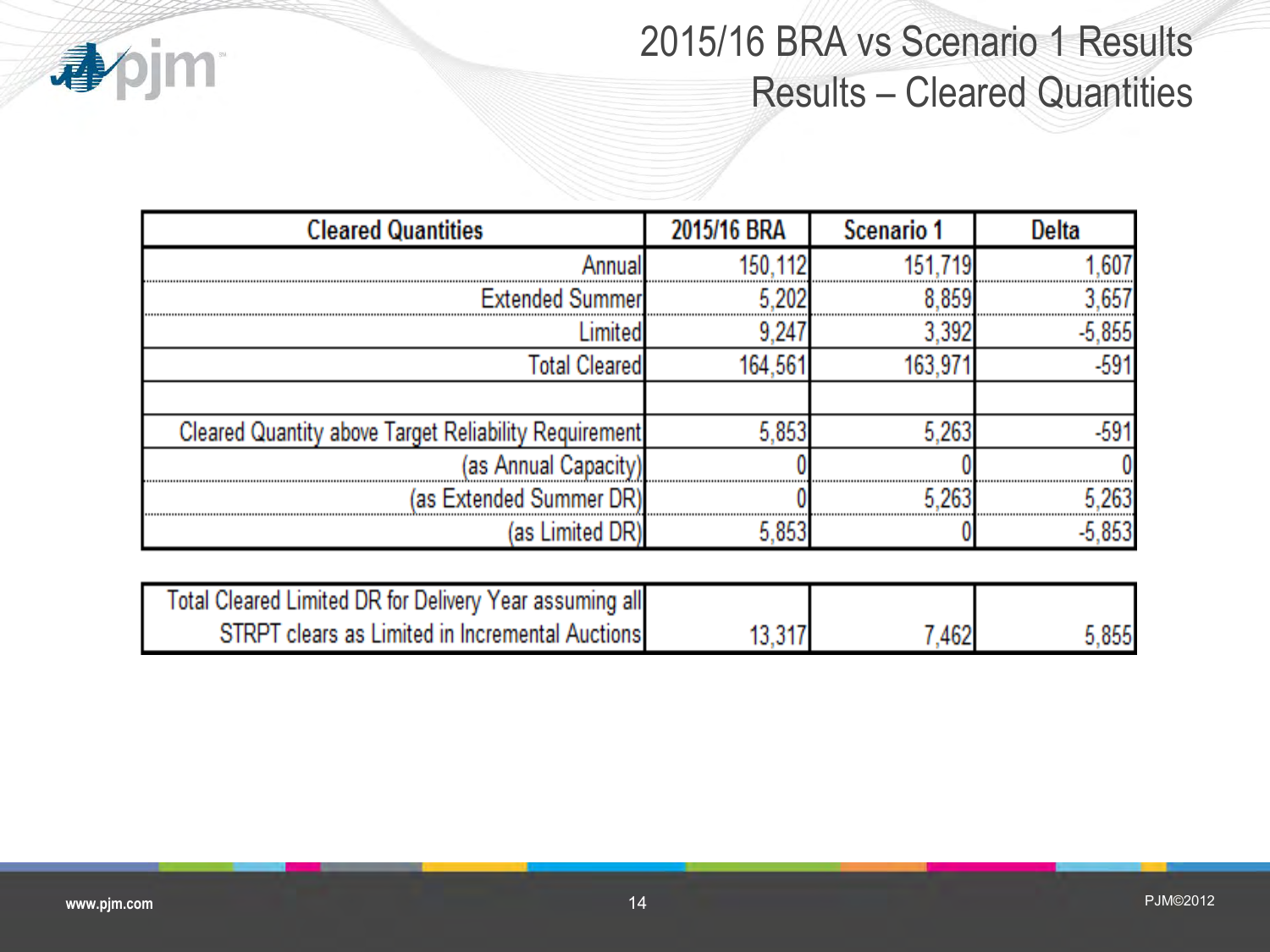# 2015/16 BRA vs Scenario 1 Results
## Results – Cleared Quantities

| Cleared Quantities | 2015/16 BRA | Scenario 1 | Delta |
|---:|---:|---:|---:|
| Annual | 150,112 | 151,719 | 1,607 |
| Extended Summer | 5,202 | 8,859 | 3,657 |
| Limited | 9,247 | 3,392 | -5,855 |
| Total Cleared | 164,561 | 163,971 | -591 |
| | | | |
| Cleared Quantity above Target Reliability Requirement | 5,853 | 5,263 | -591 |
| (as Annual Capacity) | 0 | 0 | 0 |
| (as Extended Summer DR) | 0 | 5,263 | 5,263 |
| (as Limited DR) | 5,853 | 0 | -5,853 |

| | | | |
|---:|---:|---:|---:|
| Total Cleared Limited DR for Delivery Year assuming all STRPT clears as Limited in Incremental Auctions | 13,317 | 7,462 | 5,855 |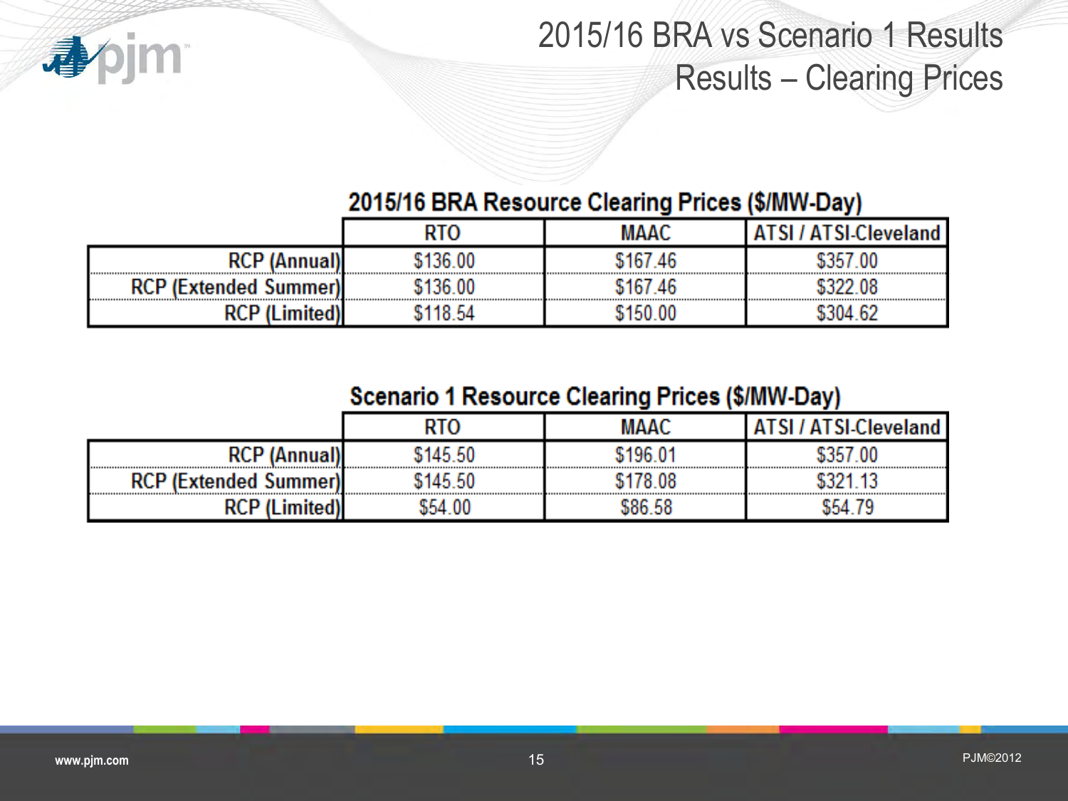# 2015/16 BRA vs Scenario 1 Results
## Results – Clearing Prices

**2015/16 BRA Resource Clearing Prices ($/MW-Day)**

| | RTO | MAAC | ATSI / ATSI-Cleveland |
|---|---|---|---|
| RCP (Annual) | $136.00 | $167.46 | $357.00 |
| RCP (Extended Summer) | $136.00 | $167.46 | $322.08 |
| RCP (Limited) | $118.54 | $150.00 | $304.62 |

**Scenario 1 Resource Clearing Prices ($/MW-Day)**

| | RTO | MAAC | ATSI / ATSI-Cleveland |
|---|---|---|---|
| RCP (Annual) | $145.50 | $196.01 | $357.00 |
| RCP (Extended Summer) | $145.50 | $178.08 | $321.13 |
| RCP (Limited) | $54.00 | $86.58 | $54.79 |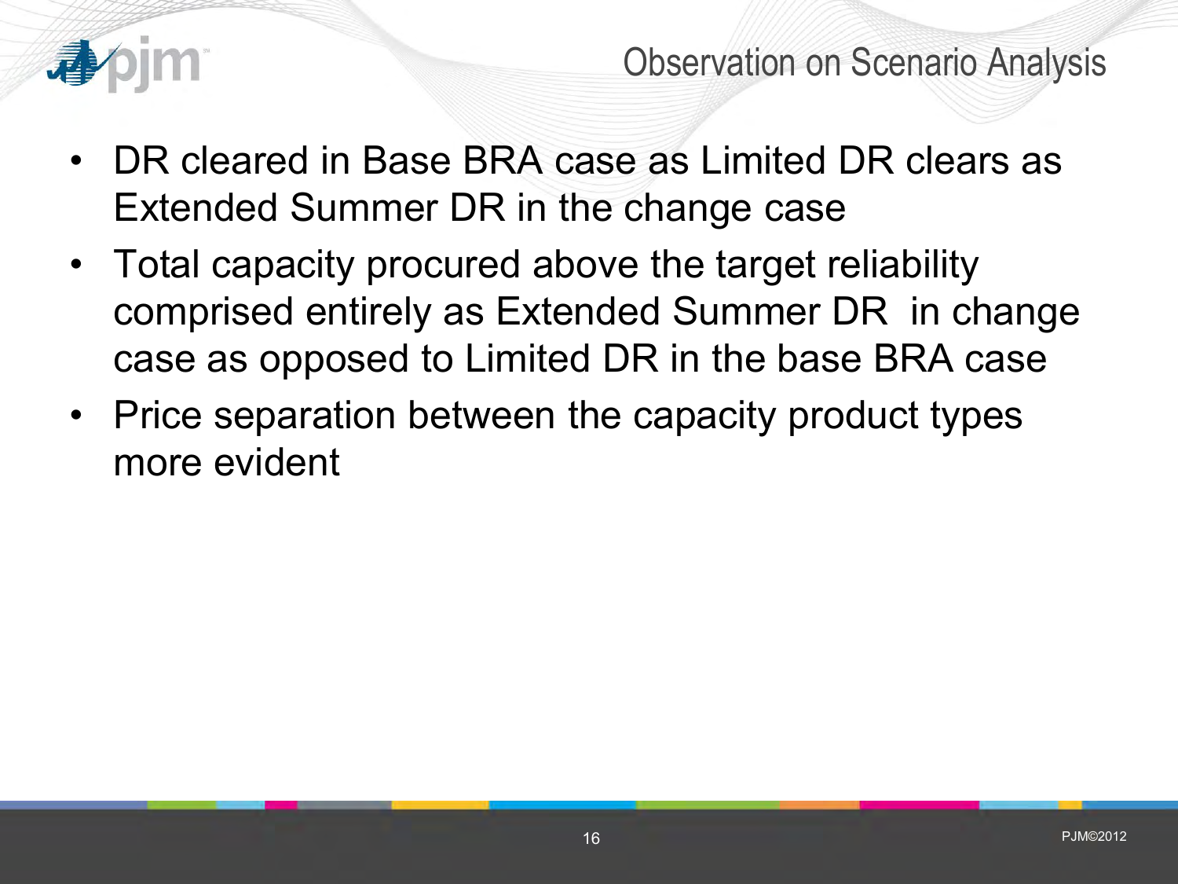# Observation on Scenario Analysis

- DR cleared in Base BRA case as Limited DR clears as Extended Summer DR in the change case
- Total capacity procured above the target reliability comprised entirely as Extended Summer DR in change case as opposed to Limited DR in the base BRA case
- Price separation between the capacity product types more evident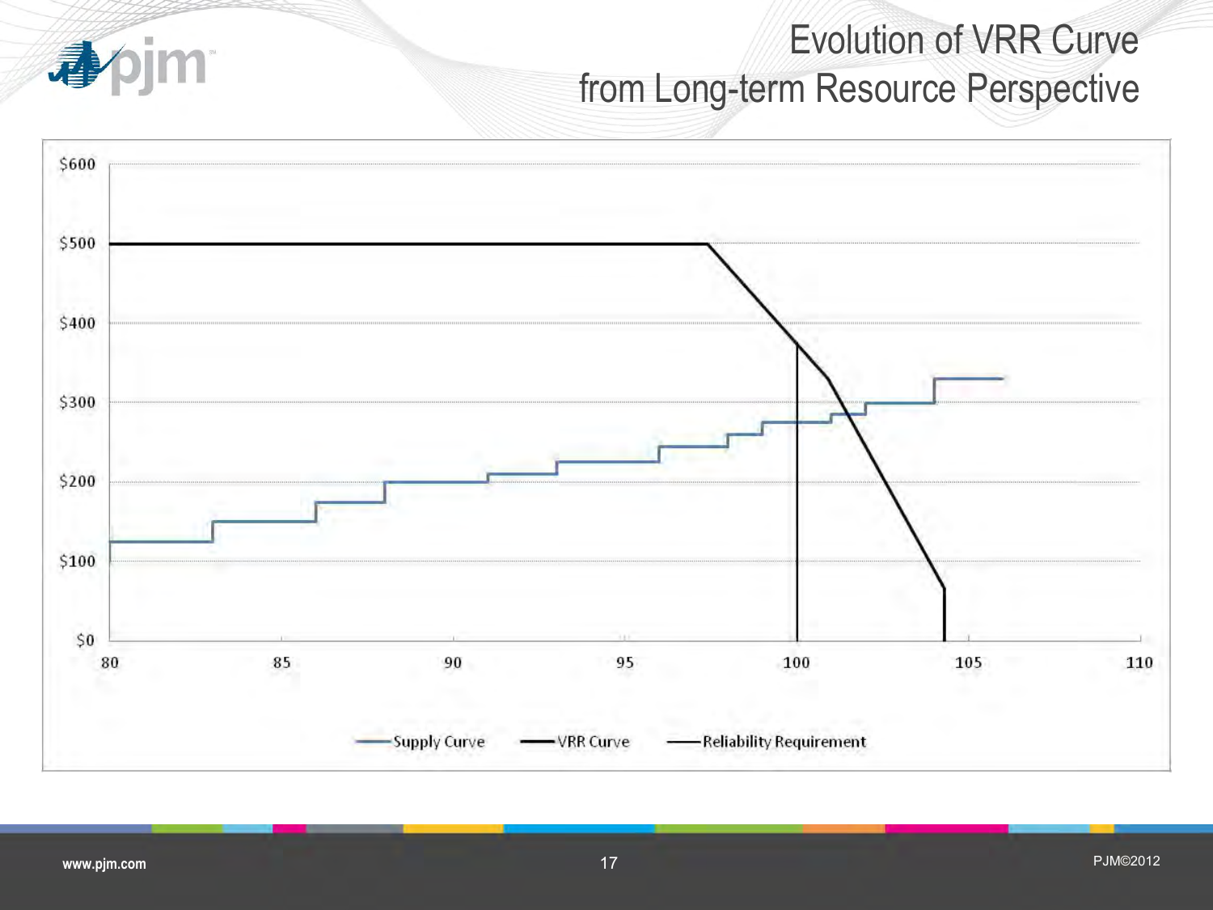# Evolution of VRR Curve from Long-term Resource Perspective

Supply Curve | VRR Curve | Reliability Requirement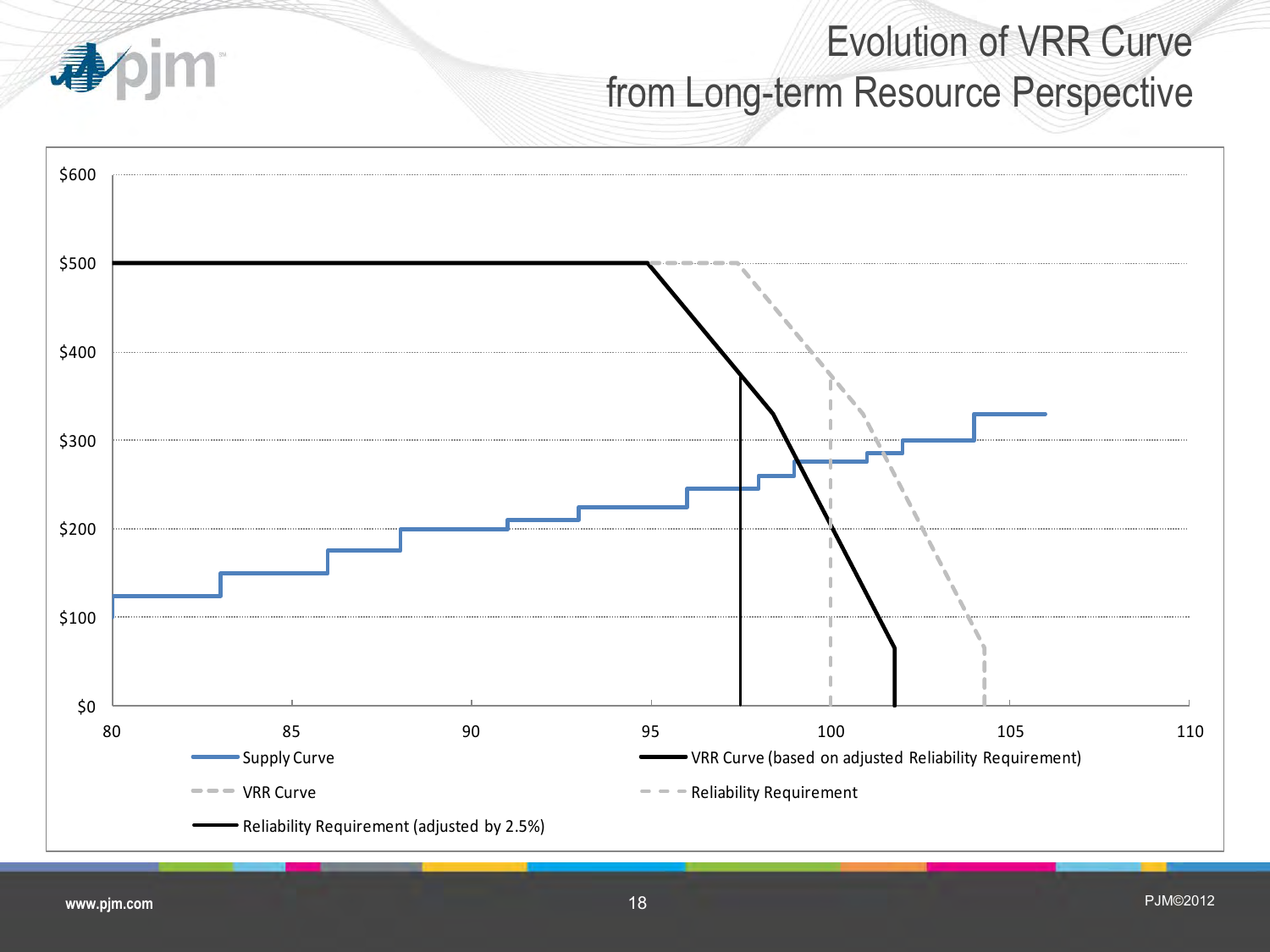# Evolution of VRR Curve from Long-term Resource Perspective

Y-axis: $0, $100, $200, $300, $400, $500, $600

X-axis: 80, 85, 90, 95, 100, 105, 110

Legend:
- Supply Curve
- VRR Curve (based on adjusted Reliability Requirement)
- VRR Curve
- Reliability Requirement
- Reliability Requirement (adjusted by 2.5%)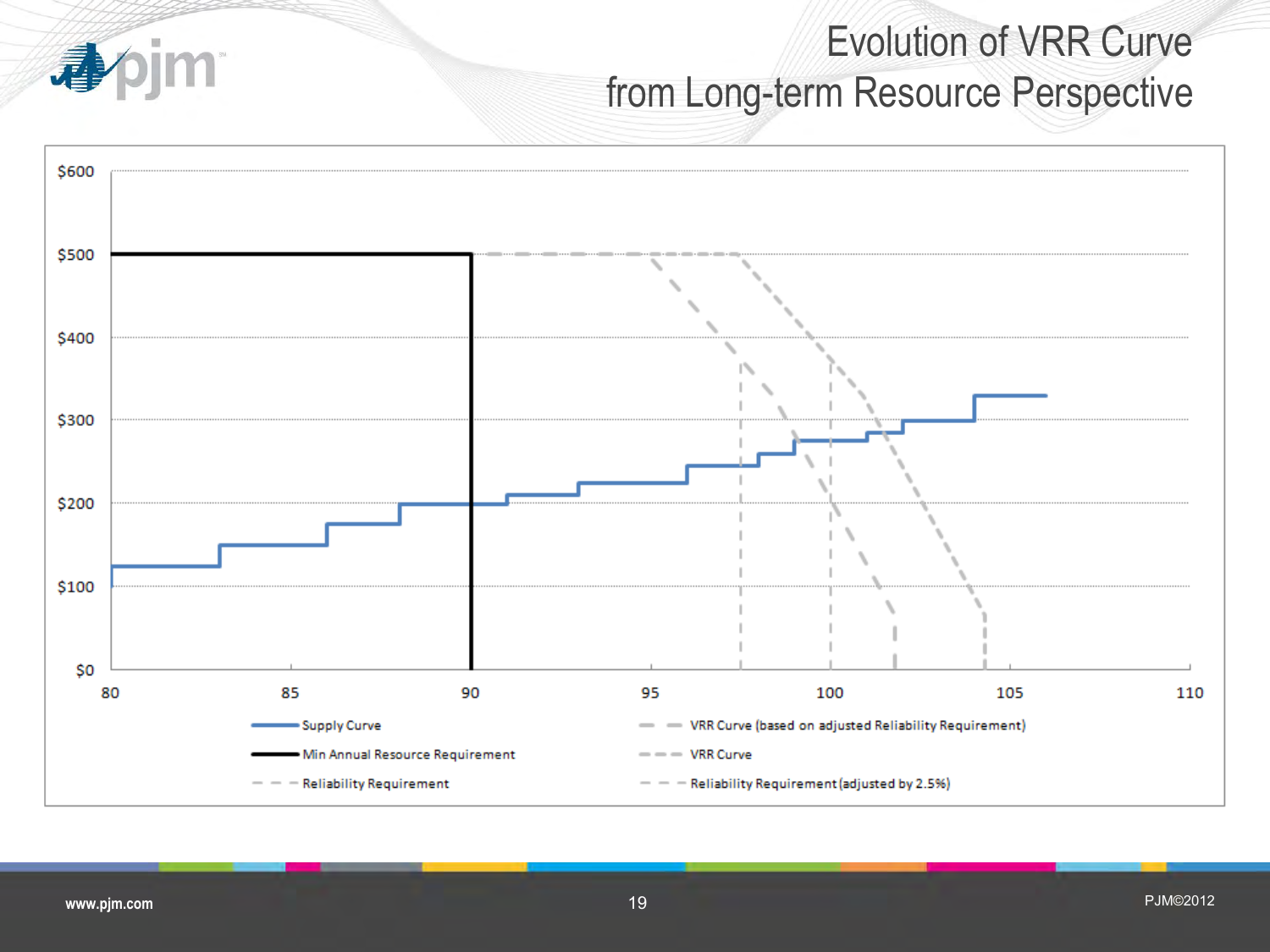# Evolution of VRR Curve from Long-term Resource Perspective

$600
$500
$400
$300
$200
$100
$0

80
85
90
95
100
105
110

Supply Curve
Min Annual Resource Requirement
Reliability Requirement
VRR Curve (based on adjusted Reliability Requirement)
VRR Curve
Reliability Requirement (adjusted by 2.5%)